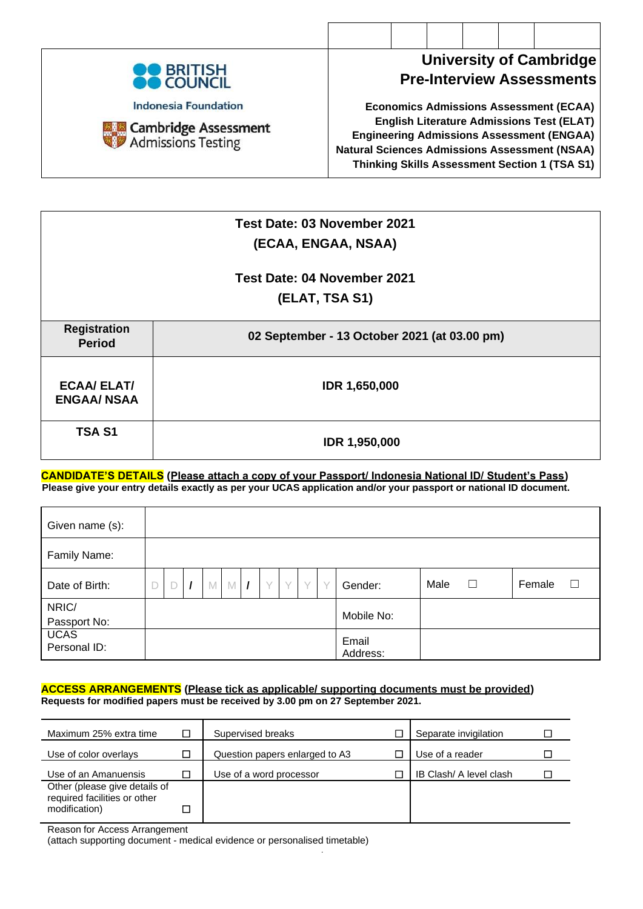BRITISH COUNCIL

Indonesia Foundation

Cambridge Assessment Admissions Testing

# University of Cambridge Pre-Interview Assessments

**Economics Admissions Assessment (ECAA)**
**English Literature Admissions Test (ELAT)**
**Engineering Admissions Assessment (ENGAA)**
**Natural Sciences Admissions Assessment (NSAA)**
**Thinking Skills Assessment Section 1 (TSA S1)**

| **Test Date: 03 November 2021 (ECAA, ENGAA, NSAA)<br><br>Test Date: 04 November 2021 (ELAT, TSA S1)** | |
|---|---|
| **Registration Period** | **02 September - 13 October 2021 (at 03.00 pm)** |
| **ECAA/ ELAT/ ENGAA/ NSAA** | **IDR 1,650,000** |
| **TSA S1** | **IDR 1,950,000** |

**CANDIDATE'S DETAILS** (**Please attach a copy of your Passport/ Indonesia National ID/ Student's Pass**)
**Please give your entry details exactly as per your UCAS application and/or your passport or national ID document.**

| Given name (s): | | | | |
|---|---|---|---|---|
| Family Name: | | | | |
| Date of Birth: | D D / M M / Y Y Y Y | Gender: | Male ☐ | Female ☐ |
| NRIC/ Passport No: | | Mobile No: | | |
| UCAS Personal ID: | | Email Address: | | |

**ACCESS ARRANGEMENTS** (**Please tick as applicable/ supporting documents must be provided**)
**Requests for modified papers must be received by 3.00 pm on 27 September 2021.**

| | | | | | |
|---|---|---|---|---|---|
| Maximum 25% extra time | ☐ | Supervised breaks | ☐ | Separate invigilation | ☐ |
| Use of color overlays | ☐ | Question papers enlarged to A3 | ☐ | Use of a reader | ☐ |
| Use of an Amanuensis | ☐ | Use of a word processor | ☐ | IB Clash/ A level clash | ☐ |
| Other (please give details of required facilities or other modification) | ☐ | | | | |

Reason for Access Arrangement
(attach supporting document - medical evidence or personalised timetable)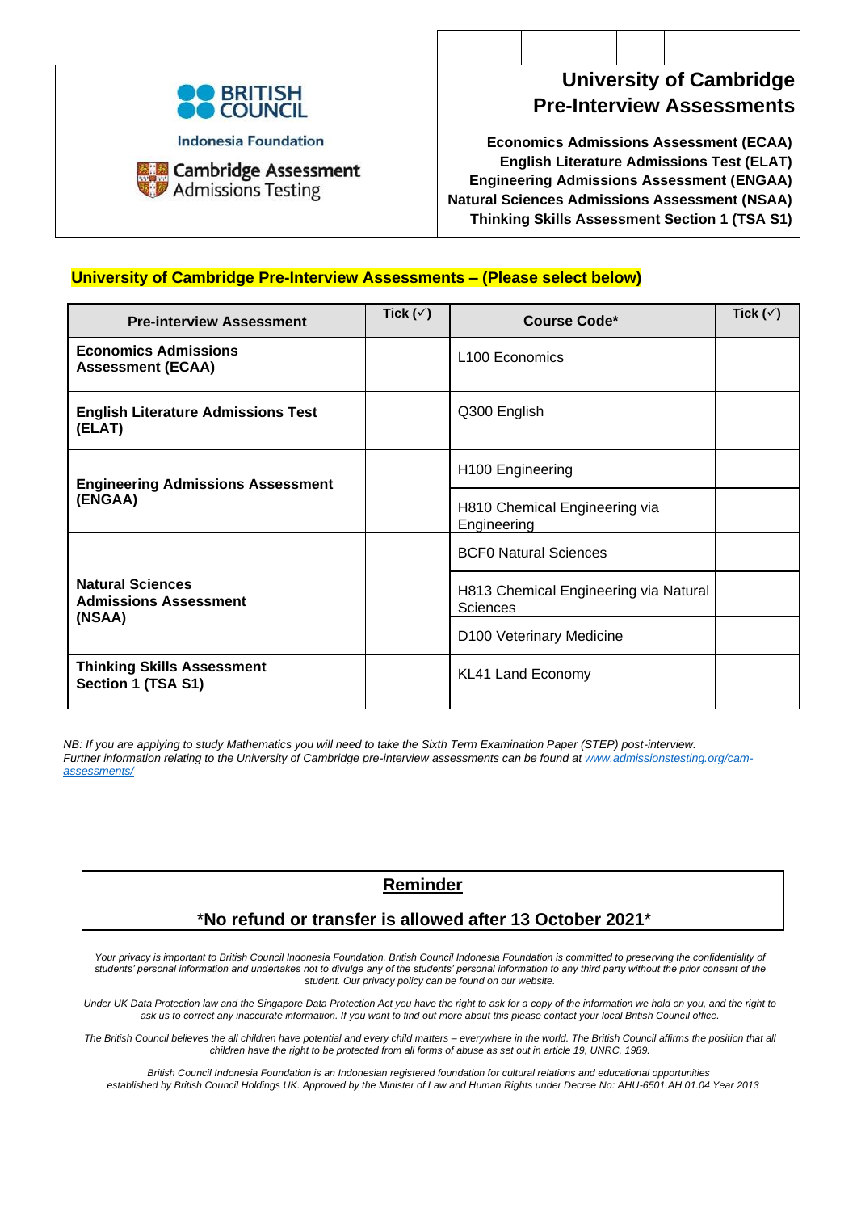BRITISH COUNCIL

Indonesia Foundation

Cambridge Assessment Admissions Testing

## University of Cambridge Pre-Interview Assessments

**Economics Admissions Assessment (ECAA)**
**English Literature Admissions Test (ELAT)**
**Engineering Admissions Assessment (ENGAA)**
**Natural Sciences Admissions Assessment (NSAA)**
**Thinking Skills Assessment Section 1 (TSA S1)**

### University of Cambridge Pre-Interview Assessments – (Please select below)

| Pre-interview Assessment | Tick (✓) | Course Code* | Tick (✓) |
|---|---|---|---|
| **Economics Admissions Assessment (ECAA)** | | L100 Economics | |
| **English Literature Admissions Test (ELAT)** | | Q300 English | |
| **Engineering Admissions Assessment (ENGAA)** | | H100 Engineering | |
| | | H810 Chemical Engineering via Engineering | |
| **Natural Sciences Admissions Assessment (NSAA)** | | BCF0 Natural Sciences | |
| | | H813 Chemical Engineering via Natural Sciences | |
| | | D100 Veterinary Medicine | |
| **Thinking Skills Assessment Section 1 (TSA S1)** | | KL41 Land Economy | |

*NB: If you are applying to study Mathematics you will need to take the Sixth Term Examination Paper (STEP) post-interview.*
*Further information relating to the University of Cambridge pre-interview assessments can be found at [www.admissionstesting.org/cam-assessments/](www.admissionstesting.org/cam-assessments/)*

**Reminder**

*__No refund or transfer is allowed after 13 October 2021__*

*Your privacy is important to British Council Indonesia Foundation. British Council Indonesia Foundation is committed to preserving the confidentiality of students' personal information and undertakes not to divulge any of the students' personal information to any third party without the prior consent of the student. Our privacy policy can be found on our website.*

*Under UK Data Protection law and the Singapore Data Protection Act you have the right to ask for a copy of the information we hold on you, and the right to ask us to correct any inaccurate information. If you want to find out more about this please contact your local British Council office.*

*The British Council believes the all children have potential and every child matters – everywhere in the world. The British Council affirms the position that all children have the right to be protected from all forms of abuse as set out in article 19, UNRC, 1989.*

*British Council Indonesia Foundation is an Indonesian registered foundation for cultural relations and educational opportunities established by British Council Holdings UK. Approved by the Minister of Law and Human Rights under Decree No: AHU-6501.AH.01.04 Year 2013*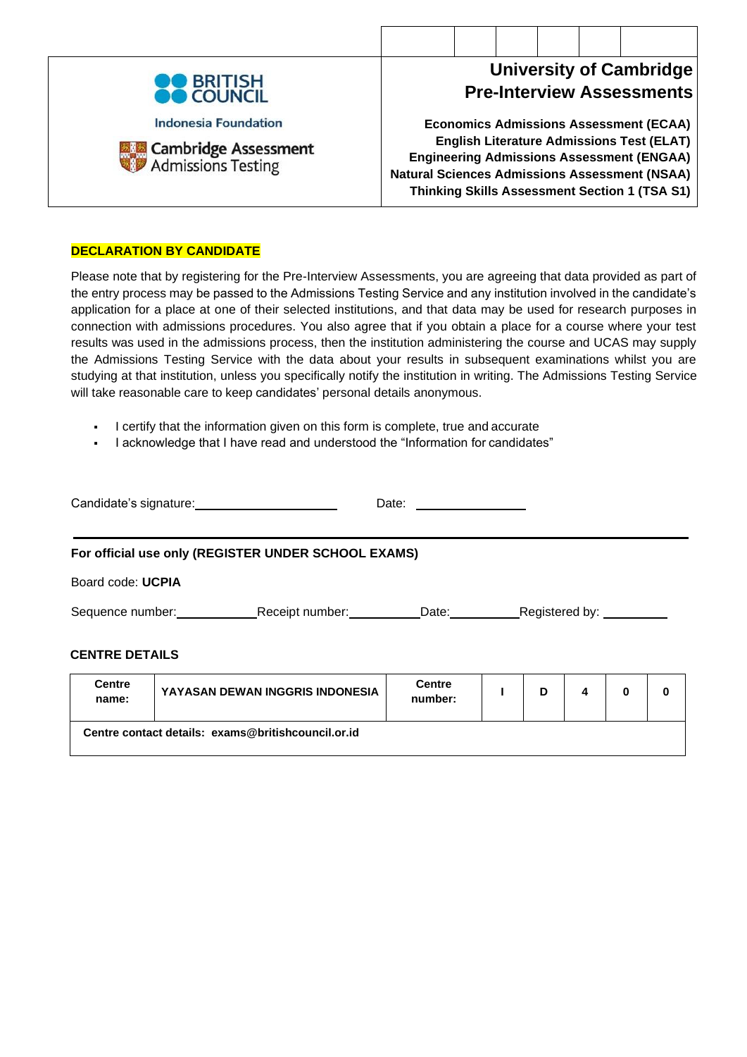| | |
|---|---|
| BRITISH COUNCIL Indonesia Foundation<br>Cambridge Assessment Admissions Testing | **University of Cambridge Pre-Interview Assessments**<br>**Economics Admissions Assessment (ECAA)**<br>**English Literature Admissions Test (ELAT)**<br>**Engineering Admissions Assessment (ENGAA)**<br>**Natural Sciences Admissions Assessment (NSAA)**<br>**Thinking Skills Assessment Section 1 (TSA S1)** |

**DECLARATION BY CANDIDATE**

Please note that by registering for the Pre-Interview Assessments, you are agreeing that data provided as part of the entry process may be passed to the Admissions Testing Service and any institution involved in the candidate's application for a place at one of their selected institutions, and that data may be used for research purposes in connection with admissions procedures. You also agree that if you obtain a place for a course where your test results was used in the admissions process, then the institution administering the course and UCAS may supply the Admissions Testing Service with the data about your results in subsequent examinations whilst you are studying at that institution, unless you specifically notify the institution in writing. The Admissions Testing Service will take reasonable care to keep candidates' personal details anonymous.

- I certify that the information given on this form is complete, true and accurate
- I acknowledge that I have read and understood the "Information for candidates"

Candidate's signature: ____________________ Date: ________________

---

**For official use only (REGISTER UNDER SCHOOL EXAMS)**

Board code: **UCPIA**

Sequence number: ___________ Receipt number: __________ Date: __________ Registered by: __________

**CENTRE DETAILS**

| **Centre name:** | **YAYASAN DEWAN INGGRIS INDONESIA** | **Centre number:** | **I** | **D** | **4** | **0** | **0** |
|---|---|---|---|---|---|---|---|
| **Centre contact details: exams@britishcouncil.or.id** | | | | | | | |